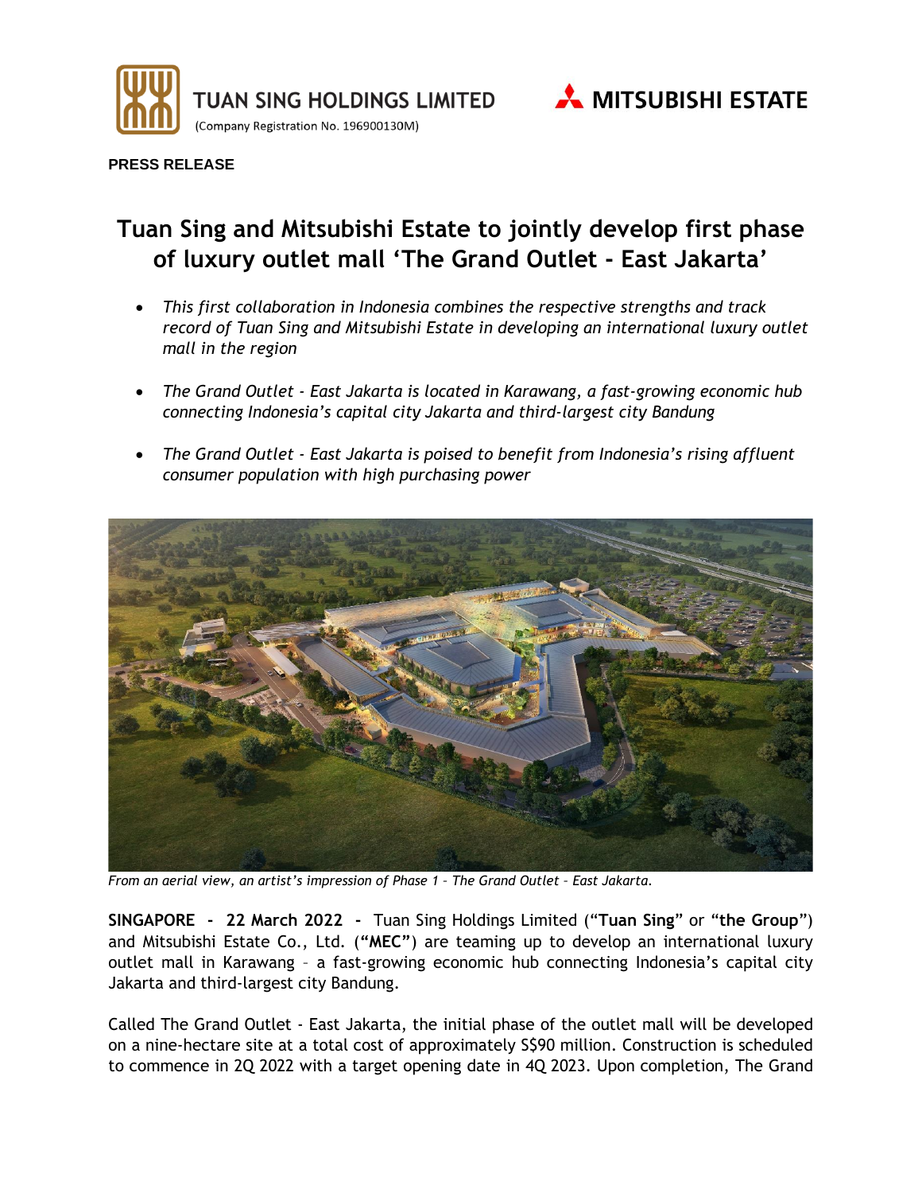TUAN SING HOLDINGS LIMITED
(Company Registration No. 196900130M)

MITSUBISHI ESTATE

**PRESS RELEASE**

# Tuan Sing and Mitsubishi Estate to jointly develop first phase of luxury outlet mall 'The Grand Outlet - East Jakarta'

- *This first collaboration in Indonesia combines the respective strengths and track record of Tuan Sing and Mitsubishi Estate in developing an international luxury outlet mall in the region*
- *The Grand Outlet - East Jakarta is located in Karawang, a fast-growing economic hub connecting Indonesia's capital city Jakarta and third-largest city Bandung*
- *The Grand Outlet - East Jakarta is poised to benefit from Indonesia's rising affluent consumer population with high purchasing power*

*From an aerial view, an artist's impression of Phase 1 – The Grand Outlet – East Jakarta.*

**SINGAPORE - 22 March 2022 -** Tuan Sing Holdings Limited ("**Tuan Sing**" or "**the Group**") and Mitsubishi Estate Co., Ltd. (**"MEC"**) are teaming up to develop an international luxury outlet mall in Karawang – a fast-growing economic hub connecting Indonesia's capital city Jakarta and third-largest city Bandung.

Called The Grand Outlet - East Jakarta, the initial phase of the outlet mall will be developed on a nine-hectare site at a total cost of approximately S$90 million. Construction is scheduled to commence in 2Q 2022 with a target opening date in 4Q 2023. Upon completion, The Grand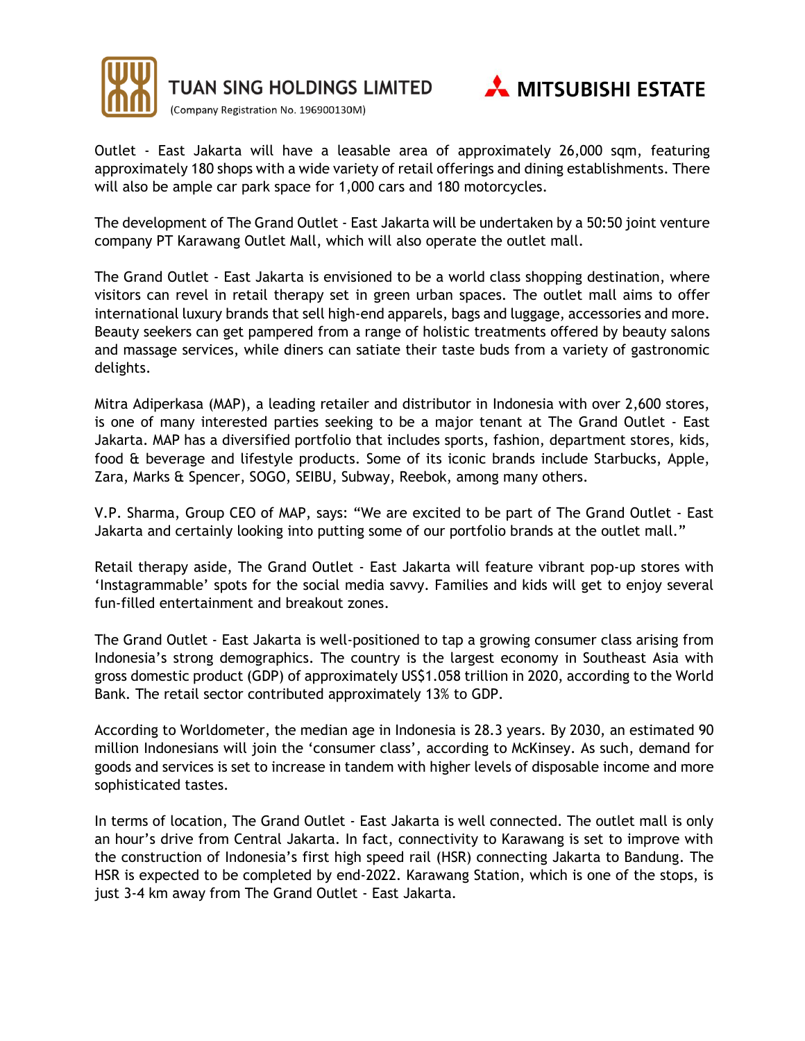Outlet - East Jakarta will have a leasable area of approximately 26,000 sqm, featuring approximately 180 shops with a wide variety of retail offerings and dining establishments. There will also be ample car park space for 1,000 cars and 180 motorcycles.

The development of The Grand Outlet - East Jakarta will be undertaken by a 50:50 joint venture company PT Karawang Outlet Mall, which will also operate the outlet mall.

The Grand Outlet - East Jakarta is envisioned to be a world class shopping destination, where visitors can revel in retail therapy set in green urban spaces. The outlet mall aims to offer international luxury brands that sell high-end apparels, bags and luggage, accessories and more. Beauty seekers can get pampered from a range of holistic treatments offered by beauty salons and massage services, while diners can satiate their taste buds from a variety of gastronomic delights.

Mitra Adiperkasa (MAP), a leading retailer and distributor in Indonesia with over 2,600 stores, is one of many interested parties seeking to be a major tenant at The Grand Outlet - East Jakarta. MAP has a diversified portfolio that includes sports, fashion, department stores, kids, food & beverage and lifestyle products. Some of its iconic brands include Starbucks, Apple, Zara, Marks & Spencer, SOGO, SEIBU, Subway, Reebok, among many others.

V.P. Sharma, Group CEO of MAP, says: "We are excited to be part of The Grand Outlet - East Jakarta and certainly looking into putting some of our portfolio brands at the outlet mall."

Retail therapy aside, The Grand Outlet - East Jakarta will feature vibrant pop-up stores with 'Instagrammable' spots for the social media savvy. Families and kids will get to enjoy several fun-filled entertainment and breakout zones.

The Grand Outlet - East Jakarta is well-positioned to tap a growing consumer class arising from Indonesia's strong demographics. The country is the largest economy in Southeast Asia with gross domestic product (GDP) of approximately US$1.058 trillion in 2020, according to the World Bank. The retail sector contributed approximately 13% to GDP.

According to Worldometer, the median age in Indonesia is 28.3 years. By 2030, an estimated 90 million Indonesians will join the 'consumer class', according to McKinsey. As such, demand for goods and services is set to increase in tandem with higher levels of disposable income and more sophisticated tastes.

In terms of location, The Grand Outlet - East Jakarta is well connected. The outlet mall is only an hour's drive from Central Jakarta. In fact, connectivity to Karawang is set to improve with the construction of Indonesia's first high speed rail (HSR) connecting Jakarta to Bandung. The HSR is expected to be completed by end-2022. Karawang Station, which is one of the stops, is just 3-4 km away from The Grand Outlet - East Jakarta.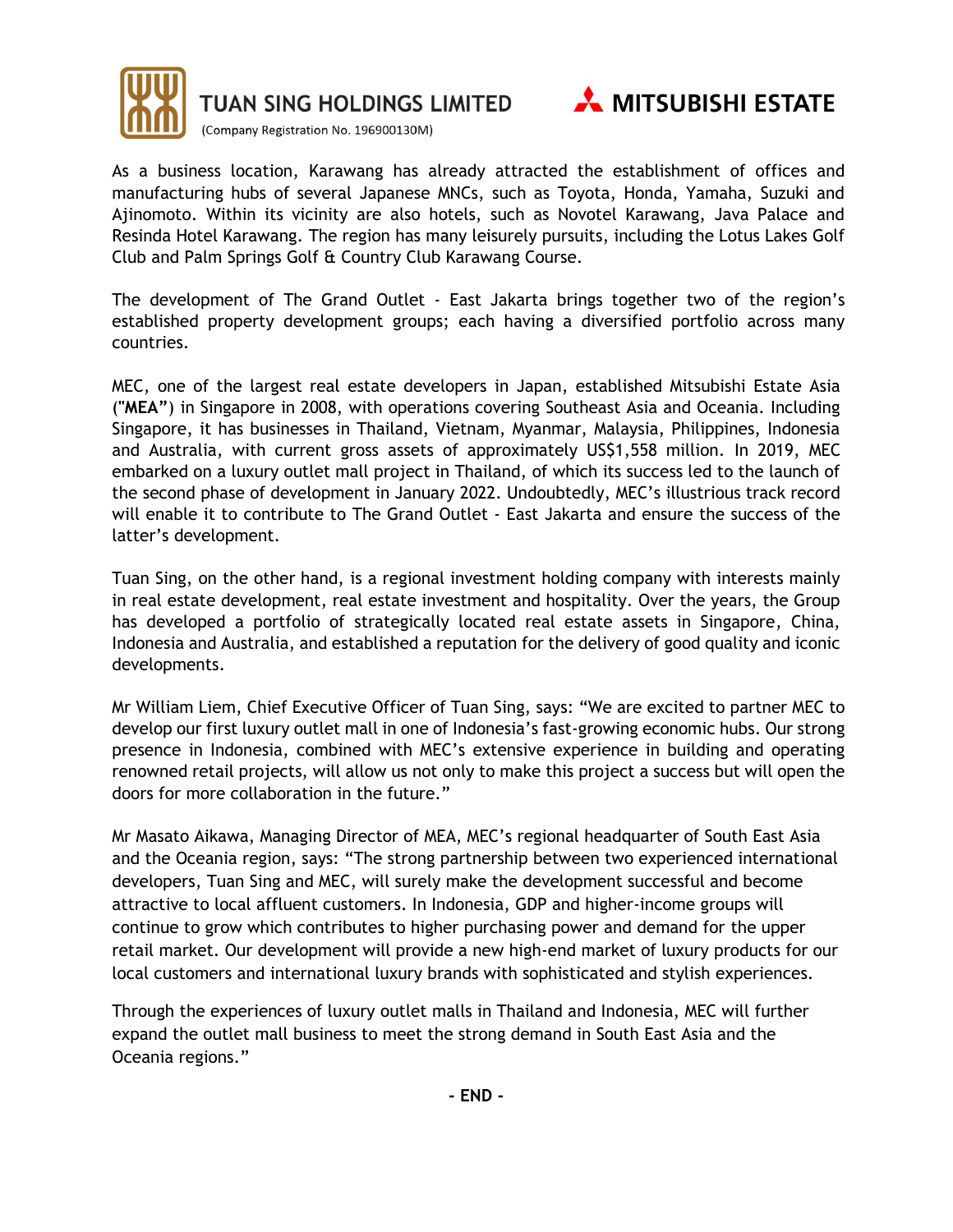As a business location, Karawang has already attracted the establishment of offices and manufacturing hubs of several Japanese MNCs, such as Toyota, Honda, Yamaha, Suzuki and Ajinomoto. Within its vicinity are also hotels, such as Novotel Karawang, Java Palace and Resinda Hotel Karawang. The region has many leisurely pursuits, including the Lotus Lakes Golf Club and Palm Springs Golf & Country Club Karawang Course.

The development of The Grand Outlet - East Jakarta brings together two of the region's established property development groups; each having a diversified portfolio across many countries.

MEC, one of the largest real estate developers in Japan, established Mitsubishi Estate Asia ("**MEA**") in Singapore in 2008, with operations covering Southeast Asia and Oceania. Including Singapore, it has businesses in Thailand, Vietnam, Myanmar, Malaysia, Philippines, Indonesia and Australia, with current gross assets of approximately US$1,558 million. In 2019, MEC embarked on a luxury outlet mall project in Thailand, of which its success led to the launch of the second phase of development in January 2022. Undoubtedly, MEC's illustrious track record will enable it to contribute to The Grand Outlet - East Jakarta and ensure the success of the latter's development.

Tuan Sing, on the other hand, is a regional investment holding company with interests mainly in real estate development, real estate investment and hospitality. Over the years, the Group has developed a portfolio of strategically located real estate assets in Singapore, China, Indonesia and Australia, and established a reputation for the delivery of good quality and iconic developments.

Mr William Liem, Chief Executive Officer of Tuan Sing, says: "We are excited to partner MEC to develop our first luxury outlet mall in one of Indonesia's fast-growing economic hubs. Our strong presence in Indonesia, combined with MEC's extensive experience in building and operating renowned retail projects, will allow us not only to make this project a success but will open the doors for more collaboration in the future."

Mr Masato Aikawa, Managing Director of MEA, MEC's regional headquarter of South East Asia and the Oceania region, says: "The strong partnership between two experienced international developers, Tuan Sing and MEC, will surely make the development successful and become attractive to local affluent customers. In Indonesia, GDP and higher-income groups will continue to grow which contributes to higher purchasing power and demand for the upper retail market. Our development will provide a new high-end market of luxury products for our local customers and international luxury brands with sophisticated and stylish experiences.

Through the experiences of luxury outlet malls in Thailand and Indonesia, MEC will further expand the outlet mall business to meet the strong demand in South East Asia and the Oceania regions."

**- END -**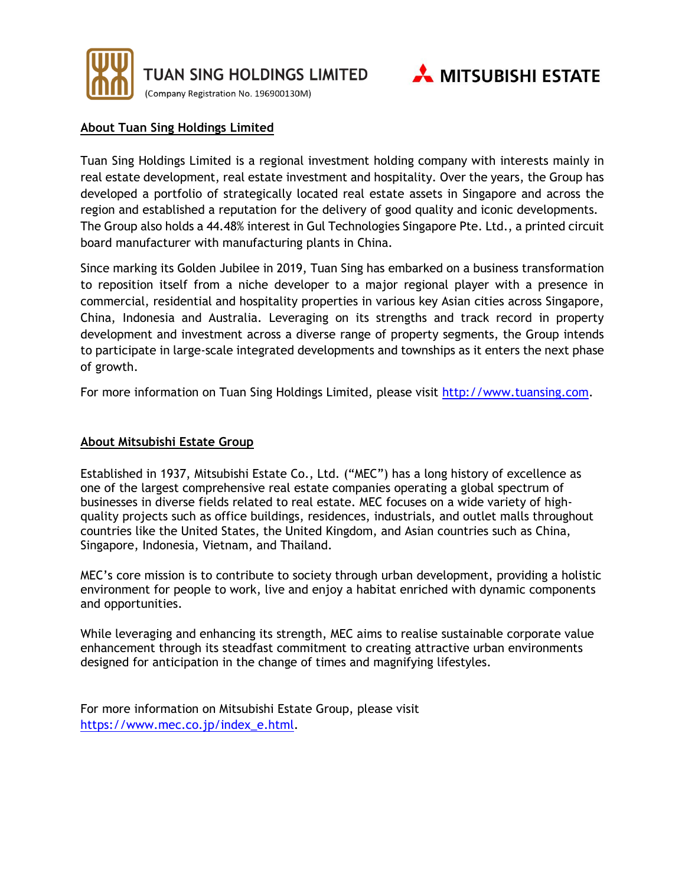TUAN SING HOLDINGS LIMITED
(Company Registration No. 196900130M)

MITSUBISHI ESTATE

## About Tuan Sing Holdings Limited

Tuan Sing Holdings Limited is a regional investment holding company with interests mainly in real estate development, real estate investment and hospitality. Over the years, the Group has developed a portfolio of strategically located real estate assets in Singapore and across the region and established a reputation for the delivery of good quality and iconic developments. The Group also holds a 44.48% interest in Gul Technologies Singapore Pte. Ltd., a printed circuit board manufacturer with manufacturing plants in China.

Since marking its Golden Jubilee in 2019, Tuan Sing has embarked on a business transformation to reposition itself from a niche developer to a major regional player with a presence in commercial, residential and hospitality properties in various key Asian cities across Singapore, China, Indonesia and Australia. Leveraging on its strengths and track record in property development and investment across a diverse range of property segments, the Group intends to participate in large-scale integrated developments and townships as it enters the next phase of growth.

For more information on Tuan Sing Holdings Limited, please visit http://www.tuansing.com.

## About Mitsubishi Estate Group

Established in 1937, Mitsubishi Estate Co., Ltd. ("MEC") has a long history of excellence as one of the largest comprehensive real estate companies operating a global spectrum of businesses in diverse fields related to real estate. MEC focuses on a wide variety of high-quality projects such as office buildings, residences, industrials, and outlet malls throughout countries like the United States, the United Kingdom, and Asian countries such as China, Singapore, Indonesia, Vietnam, and Thailand.

MEC's core mission is to contribute to society through urban development, providing a holistic environment for people to work, live and enjoy a habitat enriched with dynamic components and opportunities.

While leveraging and enhancing its strength, MEC aims to realise sustainable corporate value enhancement through its steadfast commitment to creating attractive urban environments designed for anticipation in the change of times and magnifying lifestyles.

For more information on Mitsubishi Estate Group, please visit https://www.mec.co.jp/index_e.html.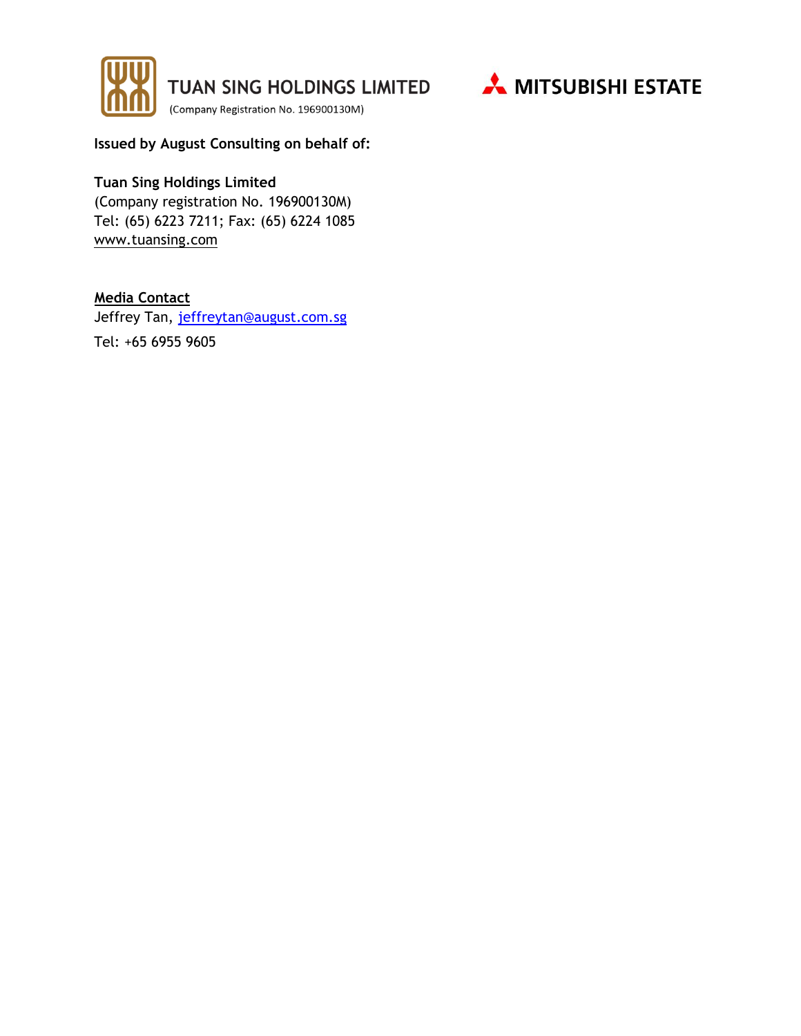TUAN SING HOLDINGS LIMITED

(Company Registration No. 196900130M)

MITSUBISHI ESTATE

**Issued by August Consulting on behalf of:**

**Tuan Sing Holdings Limited**
(Company registration No. 196900130M)
Tel: (65) 6223 7211; Fax: (65) 6224 1085
www.tuansing.com

**Media Contact**
Jeffrey Tan, jeffreytan@august.com.sg
Tel: +65 6955 9605